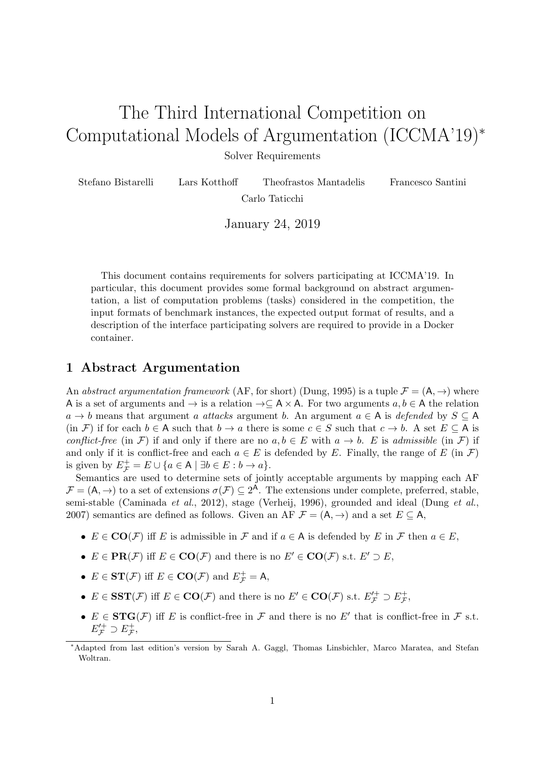# The Third International Competition on Computational Models of Argumentation (ICCMA'19)[*]

Solver Requirements

Stefano Bistarelli  Lars Kotthoff  Theofrastos Mantadelis  Francesco Santini  Carlo Taticchi

January 24, 2019

This document contains requirements for solvers participating at ICCMA'19. In particular, this document provides some formal background on abstract argumentation, a list of computation problems (tasks) considered in the competition, the input formats of benchmark instances, the expected output format of results, and a description of the interface participating solvers are required to provide in a Docker container.

## 1 Abstract Argumentation

An *abstract argumentation framework* (AF, for short) (Dung, 1995) is a tuple $\mathcal{F} = (\mathsf{A}, \rightarrow)$ where $\mathsf{A}$ is a set of arguments and $\rightarrow$ is a relation $\rightarrow \subseteq \mathsf{A} \times \mathsf{A}$. For two arguments $a, b \in \mathsf{A}$ the relation $a \rightarrow b$ means that argument $a$ *attacks* argument $b$. An argument $a \in \mathsf{A}$ is *defended* by $S \subseteq \mathsf{A}$ (in $\mathcal{F}$) if for each $b \in \mathsf{A}$ such that $b \rightarrow a$ there is some $c \in S$ such that $c \rightarrow b$. A set $E \subseteq \mathsf{A}$ is *conflict-free* (in $\mathcal{F}$) if and only if there are no $a, b \in E$ with $a \rightarrow b$. $E$ is *admissible* (in $\mathcal{F}$) if and only if it is conflict-free and each $a \in E$ is defended by $E$. Finally, the range of $E$ (in $\mathcal{F}$) is given by $E^+_\mathcal{F} = E \cup \{a \in \mathsf{A} \mid \exists b \in E : b \rightarrow a\}$.

Semantics are used to determine sets of jointly acceptable arguments by mapping each AF $\mathcal{F} = (\mathsf{A}, \rightarrow)$ to a set of extensions $\sigma(\mathcal{F}) \subseteq 2^\mathsf{A}$. The extensions under complete, preferred, stable, semi-stable (Caminada *et al.*, 2012), stage (Verheij, 1996), grounded and ideal (Dung *et al.*, 2007) semantics are defined as follows. Given an AF $\mathcal{F} = (\mathsf{A}, \rightarrow)$ and a set $E \subseteq \mathsf{A}$,

- $E \in \mathbf{CO}(\mathcal{F})$ iff $E$ is admissible in $\mathcal{F}$ and if $a \in \mathsf{A}$ is defended by $E$ in $\mathcal{F}$ then $a \in E$,
- $E \in \mathbf{PR}(\mathcal{F})$ iff $E \in \mathbf{CO}(\mathcal{F})$ and there is no $E' \in \mathbf{CO}(\mathcal{F})$ s.t. $E' \supset E$,
- $E \in \mathbf{ST}(\mathcal{F})$ iff $E \in \mathbf{CO}(\mathcal{F})$ and $E^+_\mathcal{F} = \mathsf{A}$,
- $E \in \mathbf{SST}(\mathcal{F})$ iff $E \in \mathbf{CO}(\mathcal{F})$ and there is no $E' \in \mathbf{CO}(\mathcal{F})$ s.t. $E'^+_\mathcal{F} \supset E^+_\mathcal{F}$,
- $E \in \mathbf{STG}(\mathcal{F})$ iff $E$ is conflict-free in $\mathcal{F}$ and there is no $E'$ that is conflict-free in $\mathcal{F}$ s.t. $E'^+_\mathcal{F} \supset E^+_\mathcal{F}$,

[*] Adapted from last edition's version by Sarah A. Gaggl, Thomas Linsbichler, Marco Maratea, and Stefan Woltran.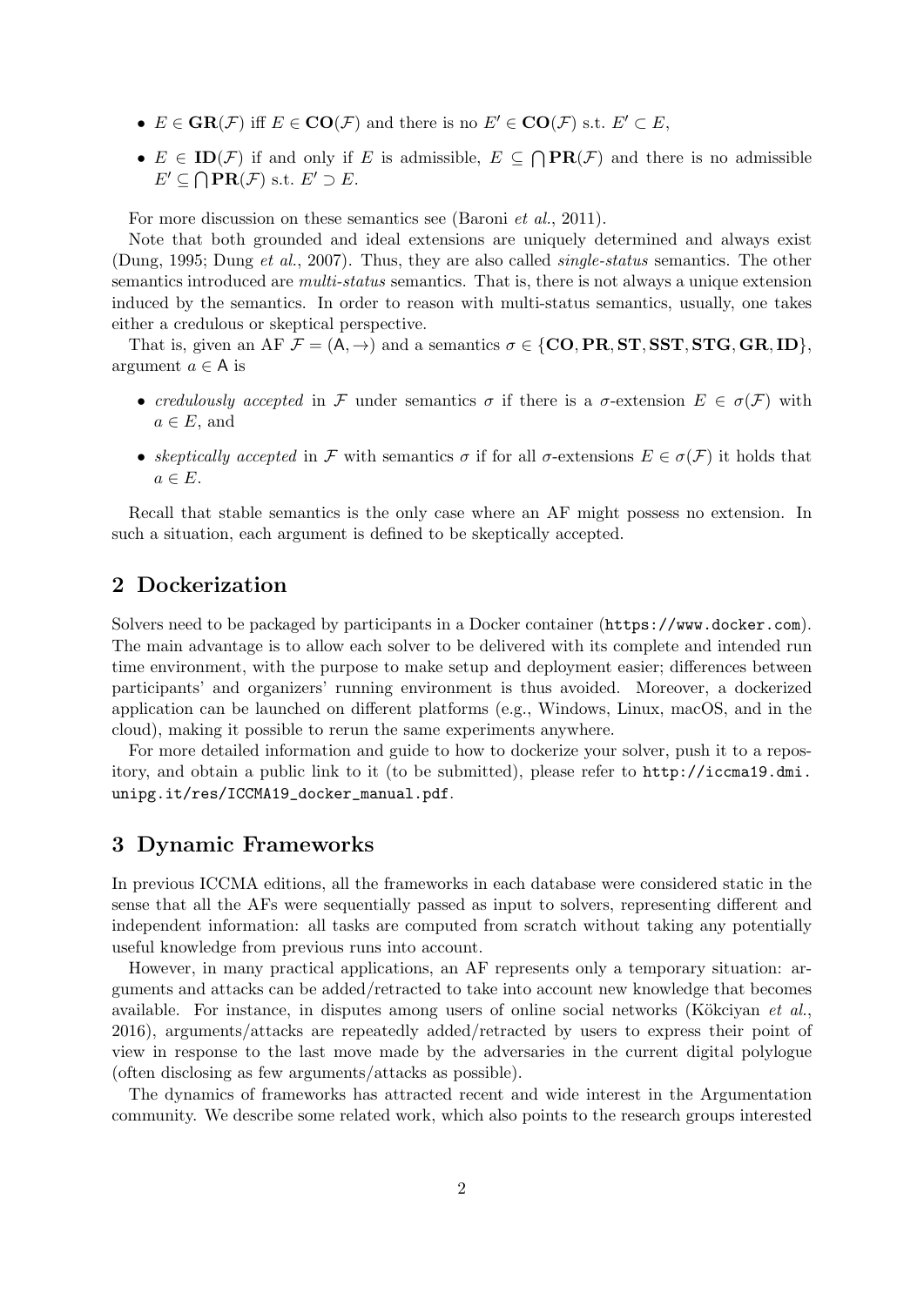- $E \in \mathbf{GR}(\mathcal{F})$ iff $E \in \mathbf{CO}(\mathcal{F})$ and there is no $E' \in \mathbf{CO}(\mathcal{F})$ s.t. $E' \subset E$,
- $E \in \mathbf{ID}(\mathcal{F})$ if and only if $E$ is admissible, $E \subseteq \bigcap \mathbf{PR}(\mathcal{F})$ and there is no admissible $E' \subseteq \bigcap \mathbf{PR}(\mathcal{F})$ s.t. $E' \supset E$.

For more discussion on these semantics see (Baroni *et al.*, 2011).

Note that both grounded and ideal extensions are uniquely determined and always exist (Dung, 1995; Dung *et al.*, 2007). Thus, they are also called *single-status* semantics. The other semantics introduced are *multi-status* semantics. That is, there is not always a unique extension induced by the semantics. In order to reason with multi-status semantics, usually, one takes either a credulous or skeptical perspective.

That is, given an AF $\mathcal{F} = (\mathsf{A}, \rightarrow)$ and a semantics $\sigma \in \{\mathbf{CO}, \mathbf{PR}, \mathbf{ST}, \mathbf{SST}, \mathbf{STG}, \mathbf{GR}, \mathbf{ID}\}$, argument $a \in \mathsf{A}$ is

- *credulously accepted* in $\mathcal{F}$ under semantics $\sigma$ if there is a $\sigma$-extension $E \in \sigma(\mathcal{F})$ with $a \in E$, and
- *skeptically accepted* in $\mathcal{F}$ with semantics $\sigma$ if for all $\sigma$-extensions $E \in \sigma(\mathcal{F})$ it holds that $a \in E$.

Recall that stable semantics is the only case where an AF might possess no extension. In such a situation, each argument is defined to be skeptically accepted.

## 2 Dockerization

Solvers need to be packaged by participants in a Docker container (`https://www.docker.com`). The main advantage is to allow each solver to be delivered with its complete and intended run time environment, with the purpose to make setup and deployment easier; differences between participants' and organizers' running environment is thus avoided. Moreover, a dockerized application can be launched on different platforms (e.g., Windows, Linux, macOS, and in the cloud), making it possible to rerun the same experiments anywhere.

For more detailed information and guide to how to dockerize your solver, push it to a repository, and obtain a public link to it (to be submitted), please refer to `http://iccma19.dmi.unipg.it/res/ICCMA19_docker_manual.pdf`.

## 3 Dynamic Frameworks

In previous ICCMA editions, all the frameworks in each database were considered static in the sense that all the AFs were sequentially passed as input to solvers, representing different and independent information: all tasks are computed from scratch without taking any potentially useful knowledge from previous runs into account.

However, in many practical applications, an AF represents only a temporary situation: arguments and attacks can be added/retracted to take into account new knowledge that becomes available. For instance, in disputes among users of online social networks (Kökciyan *et al.*, 2016), arguments/attacks are repeatedly added/retracted by users to express their point of view in response to the last move made by the adversaries in the current digital polylogue (often disclosing as few arguments/attacks as possible).

The dynamics of frameworks has attracted recent and wide interest in the Argumentation community. We describe some related work, which also points to the research groups interested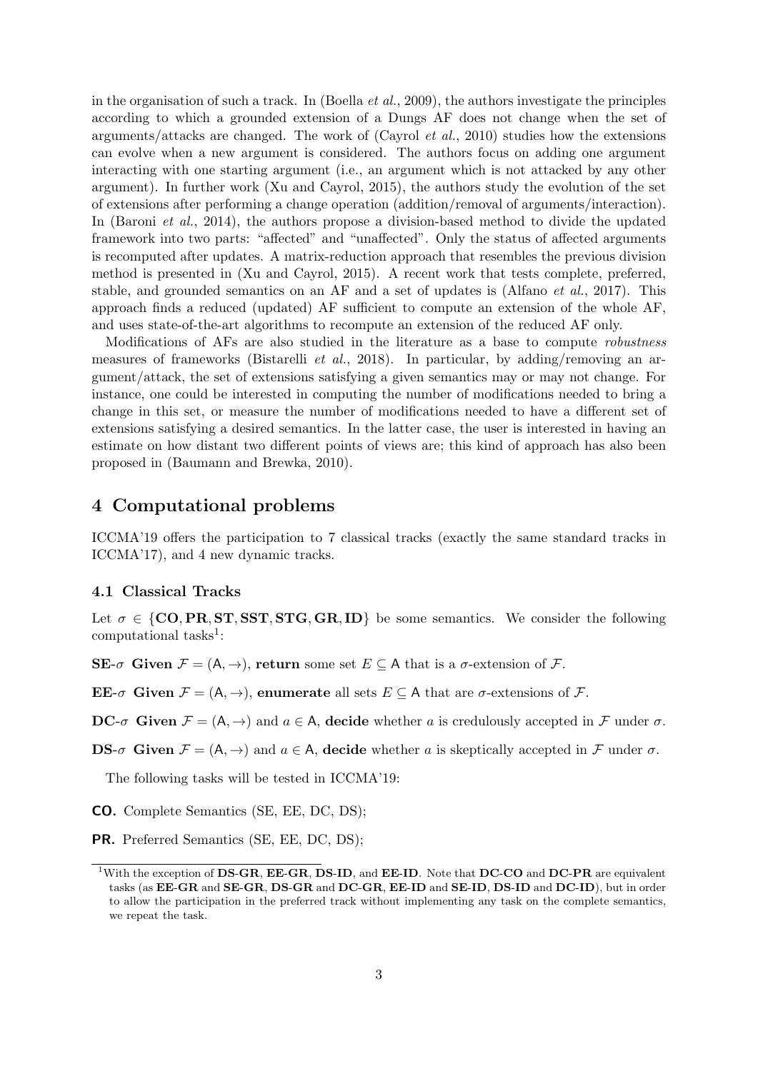in the organisation of such a track. In (Boella *et al.*, 2009), the authors investigate the principles according to which a grounded extension of a Dungs AF does not change when the set of arguments/attacks are changed. The work of (Cayrol *et al.*, 2010) studies how the extensions can evolve when a new argument is considered. The authors focus on adding one argument interacting with one starting argument (i.e., an argument which is not attacked by any other argument). In further work (Xu and Cayrol, 2015), the authors study the evolution of the set of extensions after performing a change operation (addition/removal of arguments/interaction). In (Baroni *et al.*, 2014), the authors propose a division-based method to divide the updated framework into two parts: "affected" and "unaffected". Only the status of affected arguments is recomputed after updates. A matrix-reduction approach that resembles the previous division method is presented in (Xu and Cayrol, 2015). A recent work that tests complete, preferred, stable, and grounded semantics on an AF and a set of updates is (Alfano *et al.*, 2017). This approach finds a reduced (updated) AF sufficient to compute an extension of the whole AF, and uses state-of-the-art algorithms to recompute an extension of the reduced AF only.

Modifications of AFs are also studied in the literature as a base to compute *robustness* measures of frameworks (Bistarelli *et al.*, 2018). In particular, by adding/removing an argument/attack, the set of extensions satisfying a given semantics may or may not change. For instance, one could be interested in computing the number of modifications needed to bring a change in this set, or measure the number of modifications needed to have a different set of extensions satisfying a desired semantics. In the latter case, the user is interested in having an estimate on how distant two different points of views are; this kind of approach has also been proposed in (Baumann and Brewka, 2010).

## 4 Computational problems

ICCMA'19 offers the participation to 7 classical tracks (exactly the same standard tracks in ICCMA'17), and 4 new dynamic tracks.

### 4.1 Classical Tracks

Let $\sigma \in \{\mathbf{CO}, \mathbf{PR}, \mathbf{ST}, \mathbf{SST}, \mathbf{STG}, \mathbf{GR}, \mathbf{ID}\}$ be some semantics. We consider the following computational tasks[1]:

**SE-$\sigma$ Given** $\mathcal{F} = (\mathsf{A}, \rightarrow)$, **return** some set $E \subseteq \mathsf{A}$ that is a $\sigma$-extension of $\mathcal{F}$.

**EE-$\sigma$ Given** $\mathcal{F} = (\mathsf{A}, \rightarrow)$, **enumerate** all sets $E \subseteq \mathsf{A}$ that are $\sigma$-extensions of $\mathcal{F}$.

**DC-$\sigma$ Given** $\mathcal{F} = (\mathsf{A}, \rightarrow)$ and $a \in \mathsf{A}$, **decide** whether $a$ is credulously accepted in $\mathcal{F}$ under $\sigma$.

**DS-$\sigma$ Given** $\mathcal{F} = (\mathsf{A}, \rightarrow)$ and $a \in \mathsf{A}$, **decide** whether $a$ is skeptically accepted in $\mathcal{F}$ under $\sigma$.

The following tasks will be tested in ICCMA'19:

**CO.** Complete Semantics (SE, EE, DC, DS);

**PR.** Preferred Semantics (SE, EE, DC, DS);

[1] With the exception of **DS-GR**, **EE-GR**, **DS-ID**, and **EE-ID**. Note that **DC-CO** and **DC-PR** are equivalent tasks (as **EE-GR** and **SE-GR**, **DS-GR** and **DC-GR**, **EE-ID** and **SE-ID**, **DS-ID** and **DC-ID**), but in order to allow the participation in the preferred track without implementing any task on the complete semantics, we repeat the task.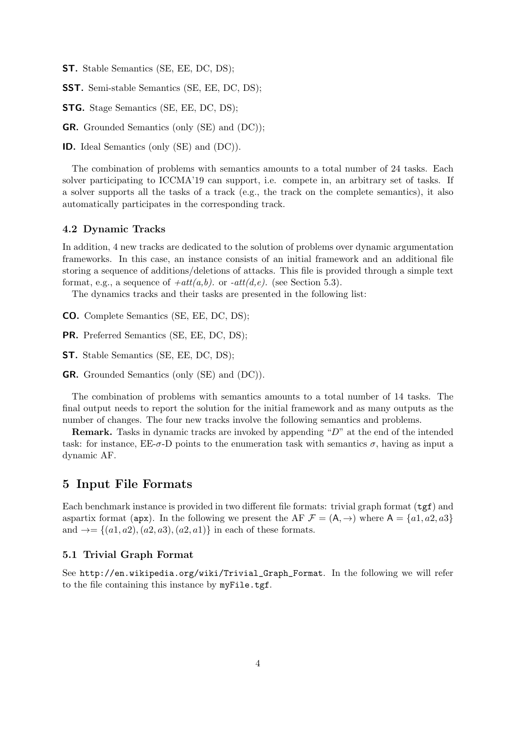- **ST.** Stable Semantics (SE, EE, DC, DS);
- **SST.** Semi-stable Semantics (SE, EE, DC, DS);
- **STG.** Stage Semantics (SE, EE, DC, DS);
- **GR.** Grounded Semantics (only (SE) and (DC));
- **ID.** Ideal Semantics (only (SE) and (DC)).

The combination of problems with semantics amounts to a total number of 24 tasks. Each solver participating to ICCMA'19 can support, i.e. compete in, an arbitrary set of tasks. If a solver supports all the tasks of a track (e.g., the track on the complete semantics), it also automatically participates in the corresponding track.

### 4.2 Dynamic Tracks

In addition, 4 new tracks are dedicated to the solution of problems over dynamic argumentation frameworks. In this case, an instance consists of an initial framework and an additional file storing a sequence of additions/deletions of attacks. This file is provided through a simple text format, e.g., a sequence of *+att(a,b).* or *-att(d,e).* (see Section 5.3).

The dynamics tracks and their tasks are presented in the following list:

- **CO.** Complete Semantics (SE, EE, DC, DS);
- **PR.** Preferred Semantics (SE, EE, DC, DS);
- **ST.** Stable Semantics (SE, EE, DC, DS);
- **GR.** Grounded Semantics (only (SE) and (DC)).

The combination of problems with semantics amounts to a total number of 14 tasks. The final output needs to report the solution for the initial framework and as many outputs as the number of changes. The four new tracks involve the following semantics and problems.

**Remark.** Tasks in dynamic tracks are invoked by appending "$D$" at the end of the intended task: for instance, EE-$\sigma$-D points to the enumeration task with semantics $\sigma$, having as input a dynamic AF.

## 5 Input File Formats

Each benchmark instance is provided in two different file formats: trivial graph format (`tgf`) and aspartix format (`apx`). In the following we present the AF $\mathcal{F} = (\mathsf{A}, \rightarrow)$ where $\mathsf{A} = \{a1, a2, a3\}$ and $\rightarrow = \{(a1, a2), (a2, a3), (a2, a1)\}$ in each of these formats.

### 5.1 Trivial Graph Format

See `http://en.wikipedia.org/wiki/Trivial_Graph_Format`. In the following we will refer to the file containing this instance by `myFile.tgf`.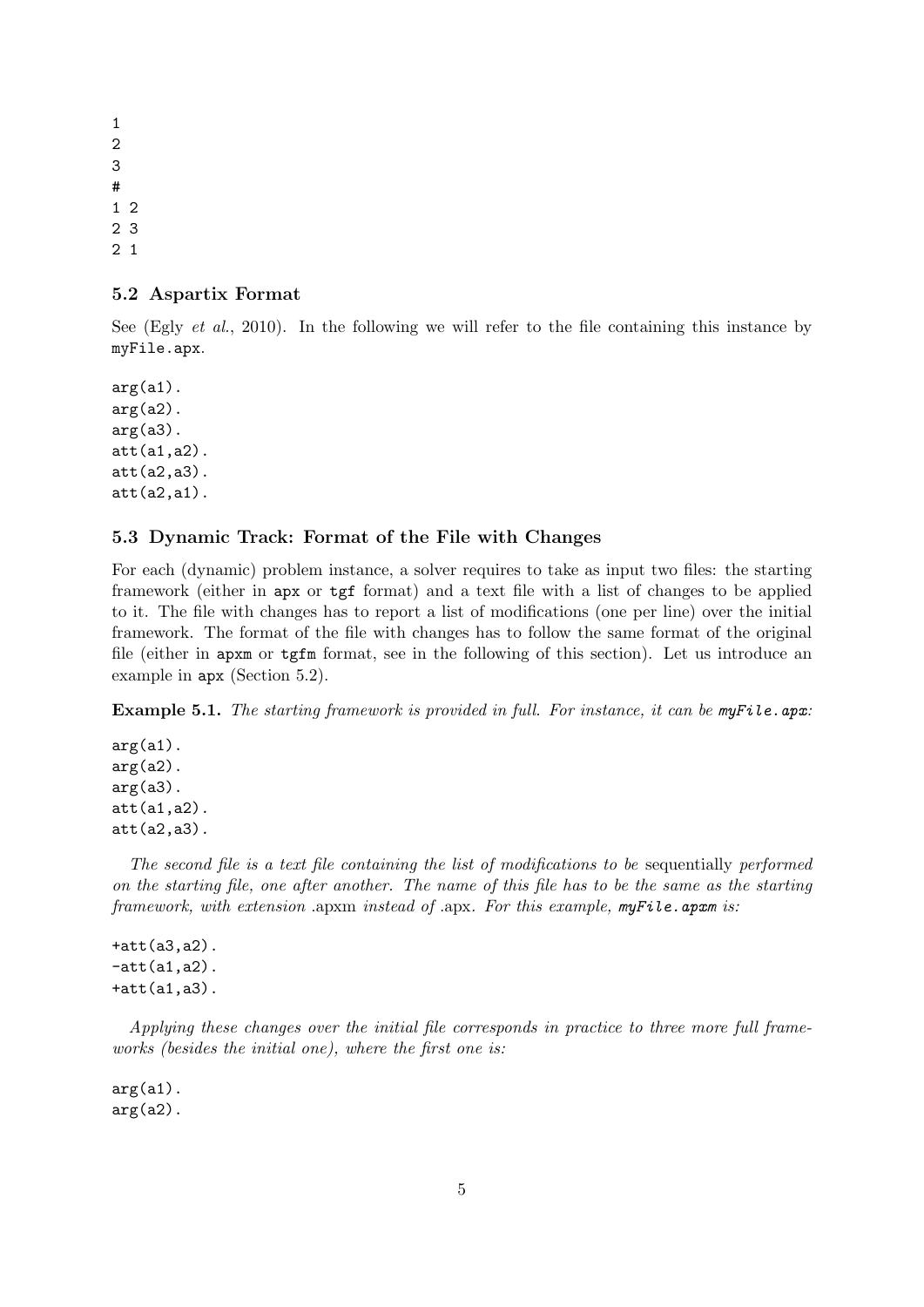```
1
2
3
#
1 2
2 3
2 1
```

### 5.2 Aspartix Format

See (Egly *et al.*, 2010). In the following we will refer to the file containing this instance by `myFile.apx`.

```
arg(a1).
arg(a2).
arg(a3).
att(a1,a2).
att(a2,a3).
att(a2,a1).
```

### 5.3 Dynamic Track: Format of the File with Changes

For each (dynamic) problem instance, a solver requires to take as input two files: the starting framework (either in `apx` or `tgf` format) and a text file with a list of changes to be applied to it. The file with changes has to report a list of modifications (one per line) over the initial framework. The format of the file with changes has to follow the same format of the original file (either in `apxm` or `tgfm` format, see in the following of this section). Let us introduce an example in `apx` (Section 5.2).

**Example 5.1.** *The starting framework is provided in full. For instance, it can be* `myFile.apx`*:*

```
arg(a1).
arg(a2).
arg(a3).
att(a1,a2).
att(a2,a3).
```

*The second file is a text file containing the list of modifications to be* sequentially *performed on the starting file, one after another. The name of this file has to be the same as the starting framework, with extension* .apxm *instead of* .apx*. For this example,* `myFile.apxm` *is:*

```
+att(a3,a2).
-att(a1,a2).
+att(a1,a3).
```

*Applying these changes over the initial file corresponds in practice to three more full frameworks (besides the initial one), where the first one is:*

```
arg(a1).
arg(a2).
```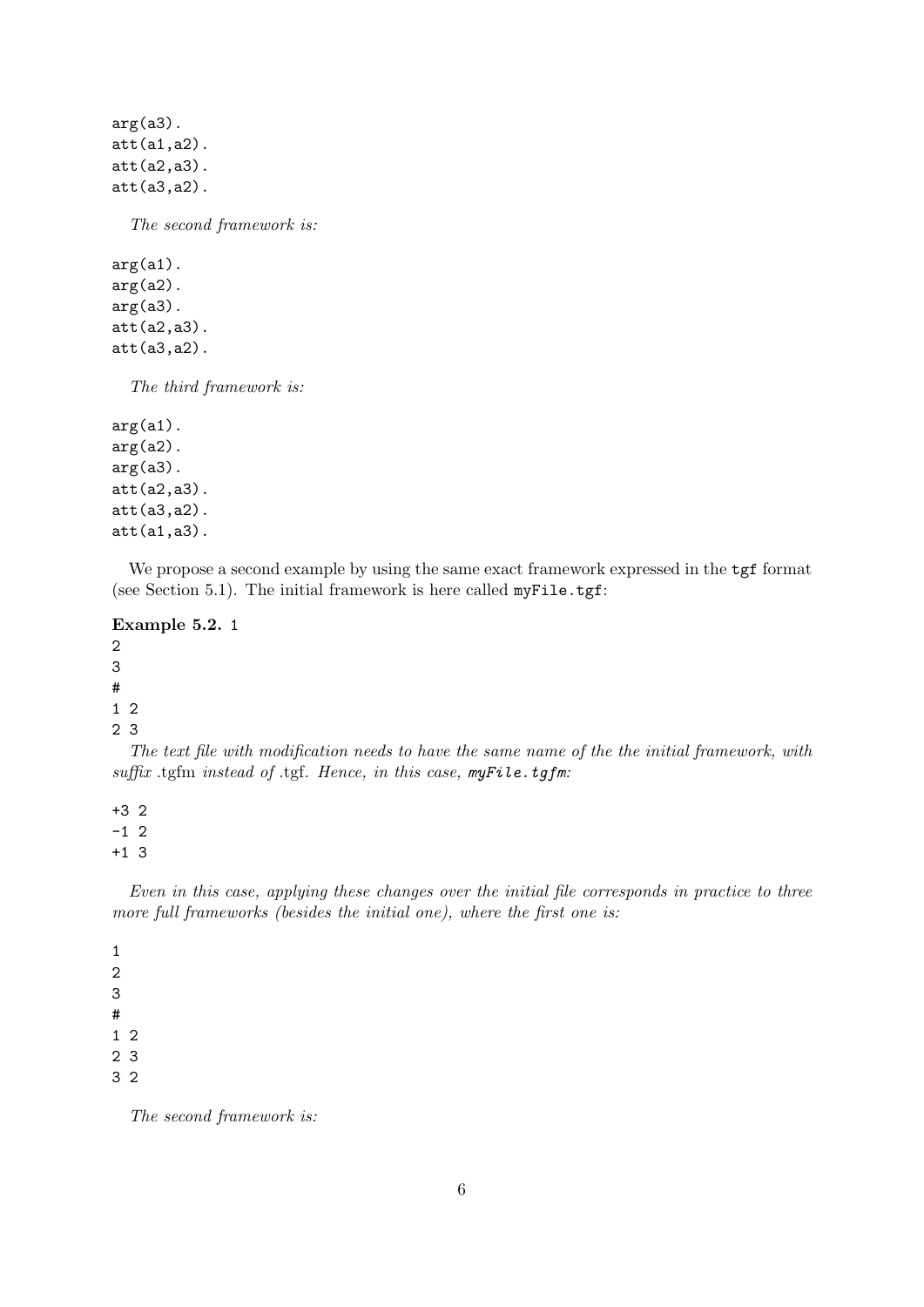```
arg(a3).
att(a1,a2).
att(a2,a3).
att(a3,a2).
```

*The second framework is:*

```
arg(a1).
arg(a2).
arg(a3).
att(a2,a3).
att(a3,a2).
```

*The third framework is:*

```
arg(a1).
arg(a2).
arg(a3).
att(a2,a3).
att(a3,a2).
att(a1,a3).
```

We propose a second example by using the same exact framework expressed in the `tgf` format (see Section 5.1). The initial framework is here called `myFile.tgf`:

**Example 5.2.**

```
1
2
3
#
1 2
2 3
```

*The text file with modification needs to have the same name of the the initial framework, with suffix* .tgfm *instead of* .tgf*. Hence, in this case,* `myFile.tgfm`*:*

```
+3 2
-1 2
+1 3
```

*Even in this case, applying these changes over the initial file corresponds in practice to three more full frameworks (besides the initial one), where the first one is:*

```
1
2
3
#
1 2
2 3
3 2
```

*The second framework is:*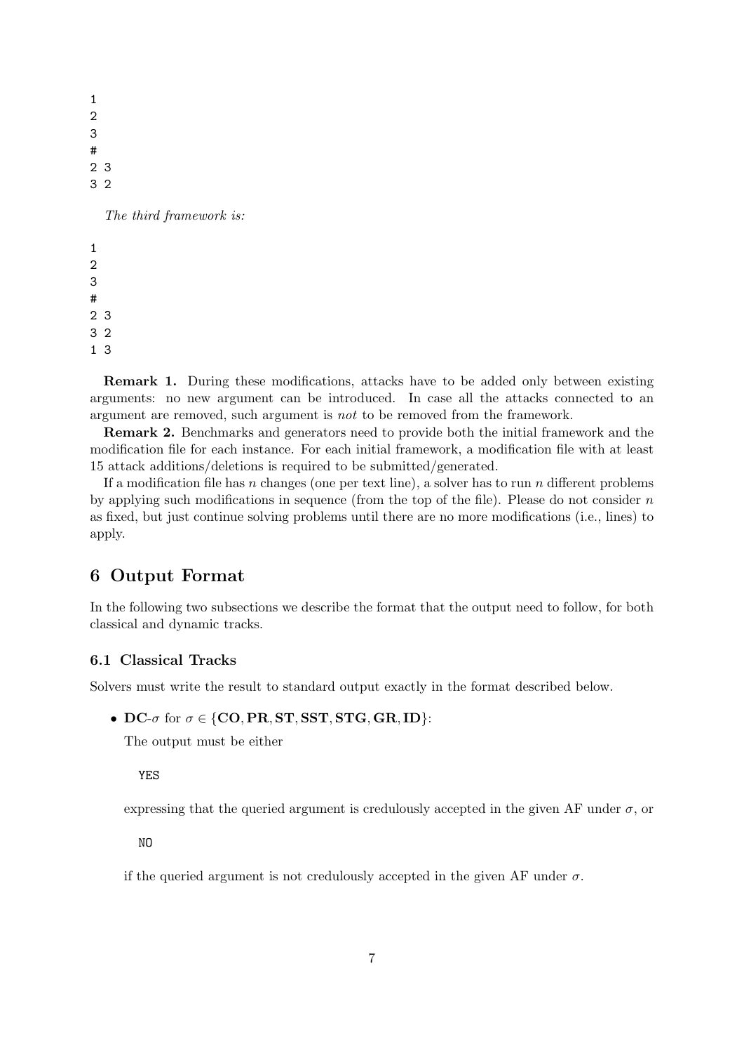```
1
2
3
#
2 3
3 2
```

*The third framework is:*

```
1
2
3
#
2 3
3 2
1 3
```

**Remark 1.** During these modifications, attacks have to be added only between existing arguments: no new argument can be introduced. In case all the attacks connected to an argument are removed, such argument is *not* to be removed from the framework.

**Remark 2.** Benchmarks and generators need to provide both the initial framework and the modification file for each instance. For each initial framework, a modification file with at least 15 attack additions/deletions is required to be submitted/generated.

If a modification file has $n$ changes (one per text line), a solver has to run $n$ different problems by applying such modifications in sequence (from the top of the file). Please do not consider $n$ as fixed, but just continue solving problems until there are no more modifications (i.e., lines) to apply.

# 6 Output Format

In the following two subsections we describe the format that the output need to follow, for both classical and dynamic tracks.

## 6.1 Classical Tracks

Solvers must write the result to standard output exactly in the format described below.

- **DC-$\sigma$** for $\sigma \in \{\mathbf{CO}, \mathbf{PR}, \mathbf{ST}, \mathbf{SST}, \mathbf{STG}, \mathbf{GR}, \mathbf{ID}\}$:

  The output must be either

  ```
  YES
  ```

  expressing that the queried argument is credulously accepted in the given AF under $\sigma$, or

  ```
  NO
  ```

  if the queried argument is not credulously accepted in the given AF under $\sigma$.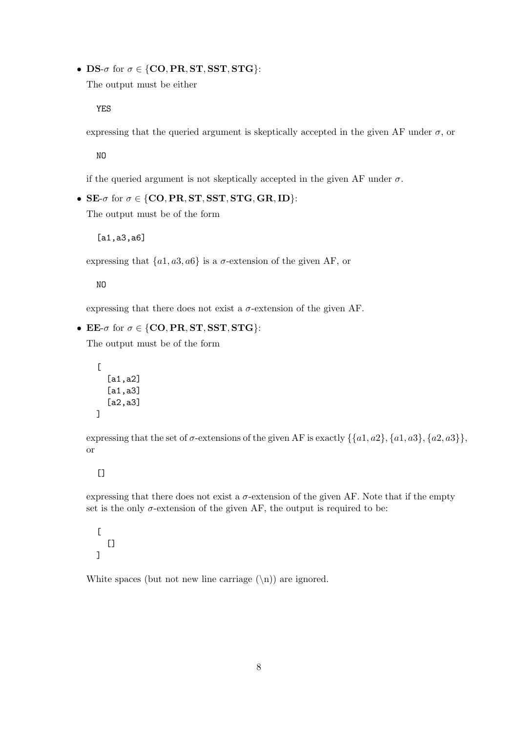- **DS**-$\sigma$ for $\sigma \in \{\mathbf{CO}, \mathbf{PR}, \mathbf{ST}, \mathbf{SST}, \mathbf{STG}\}$:

  The output must be either

  ```
  YES
  ```

  expressing that the queried argument is skeptically accepted in the given AF under $\sigma$, or

  ```
  NO
  ```

  if the queried argument is not skeptically accepted in the given AF under $\sigma$.

- **SE**-$\sigma$ for $\sigma \in \{\mathbf{CO}, \mathbf{PR}, \mathbf{ST}, \mathbf{SST}, \mathbf{STG}, \mathbf{GR}, \mathbf{ID}\}$:

  The output must be of the form

  ```
  [a1,a3,a6]
  ```

  expressing that $\{a1, a3, a6\}$ is a $\sigma$-extension of the given AF, or

  ```
  NO
  ```

  expressing that there does not exist a $\sigma$-extension of the given AF.

- **EE**-$\sigma$ for $\sigma \in \{\mathbf{CO}, \mathbf{PR}, \mathbf{ST}, \mathbf{SST}, \mathbf{STG}\}$:

  The output must be of the form

  ```
  [
    [a1,a2]
    [a1,a3]
    [a2,a3]
  ]
  ```

  expressing that the set of $\sigma$-extensions of the given AF is exactly $\{\{a1, a2\}, \{a1, a3\}, \{a2, a3\}\}$, or

  ```
  []
  ```

  expressing that there does not exist a $\sigma$-extension of the given AF. Note that if the empty set is the only $\sigma$-extension of the given AF, the output is required to be:

  ```
  [
    []
  ]
  ```

  White spaces (but not new line carriage (\n)) are ignored.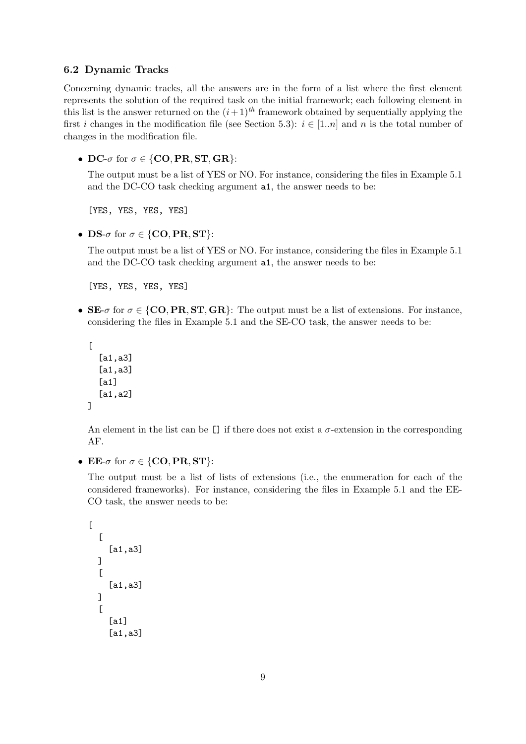### 6.2 Dynamic Tracks

Concerning dynamic tracks, all the answers are in the form of a list where the first element represents the solution of the required task on the initial framework; each following element in this list is the answer returned on the $(i+1)^{th}$ framework obtained by sequentially applying the first $i$ changes in the modification file (see Section 5.3): $i \in [1..n]$ and $n$ is the total number of changes in the modification file.

- **DC**-$\sigma$ for $\sigma \in \{\mathbf{CO}, \mathbf{PR}, \mathbf{ST}, \mathbf{GR}\}$:

  The output must be a list of YES or NO. For instance, considering the files in Example 5.1 and the DC-CO task checking argument `a1`, the answer needs to be:

  ```
  [YES, YES, YES, YES]
  ```

- **DS**-$\sigma$ for $\sigma \in \{\mathbf{CO}, \mathbf{PR}, \mathbf{ST}\}$:

  The output must be a list of YES or NO. For instance, considering the files in Example 5.1 and the DC-CO task checking argument `a1`, the answer needs to be:

  ```
  [YES, YES, YES, YES]
  ```

- **SE**-$\sigma$ for $\sigma \in \{\mathbf{CO}, \mathbf{PR}, \mathbf{ST}, \mathbf{GR}\}$: The output must be a list of extensions. For instance, considering the files in Example 5.1 and the SE-CO task, the answer needs to be:

  ```
  [
    [a1,a3]
    [a1,a3]
    [a1]
    [a1,a2]
  ]
  ```

  An element in the list can be `[]` if there does not exist a $\sigma$-extension in the corresponding AF.

- **EE**-$\sigma$ for $\sigma \in \{\mathbf{CO}, \mathbf{PR}, \mathbf{ST}\}$:

  The output must be a list of lists of extensions (i.e., the enumeration for each of the considered frameworks). For instance, considering the files in Example 5.1 and the EE-CO task, the answer needs to be:

  ```
  [
    [
      [a1,a3]
    ]
    [
      [a1,a3]
    ]
    [
      [a1]
      [a1,a3]
  ```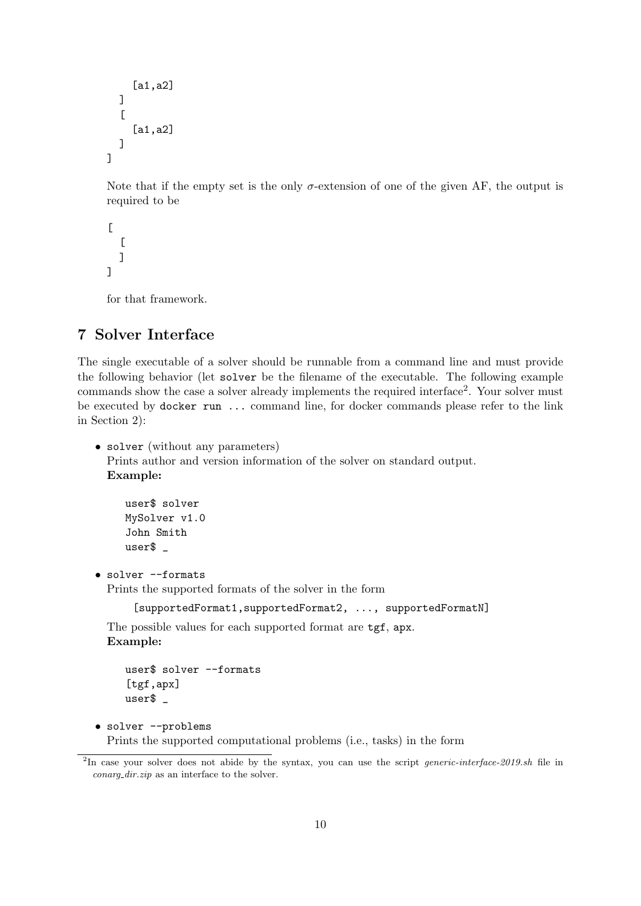```
    [a1,a2]
  ]
  [
    [a1,a2]
  ]
]
```

Note that if the empty set is the only $\sigma$-extension of one of the given AF, the output is required to be

```
[
  [
  ]
]
```

for that framework.

## 7 Solver Interface

The single executable of a solver should be runnable from a command line and must provide the following behavior (let `solver` be the filename of the executable. The following example commands show the case a solver already implements the required interface[2]. Your solver must be executed by `docker run ...` command line, for docker commands please refer to the link in Section 2):

- `solver` (without any parameters)
  Prints author and version information of the solver on standard output.
  **Example:**

  ```
  user$ solver
  MySolver v1.0
  John Smith
  user$ _
  ```

- `solver --formats`
  Prints the supported formats of the solver in the form

  ```
  [supportedFormat1,supportedFormat2, ..., supportedFormatN]
  ```

  The possible values for each supported format are `tgf`, `apx`.
  **Example:**

  ```
  user$ solver --formats
  [tgf,apx]
  user$ _
  ```

- `solver --problems`
  Prints the supported computational problems (i.e., tasks) in the form

[2] In case your solver does not abide by the syntax, you can use the script *generic-interface-2019.sh* file in *conarg_dir.zip* as an interface to the solver.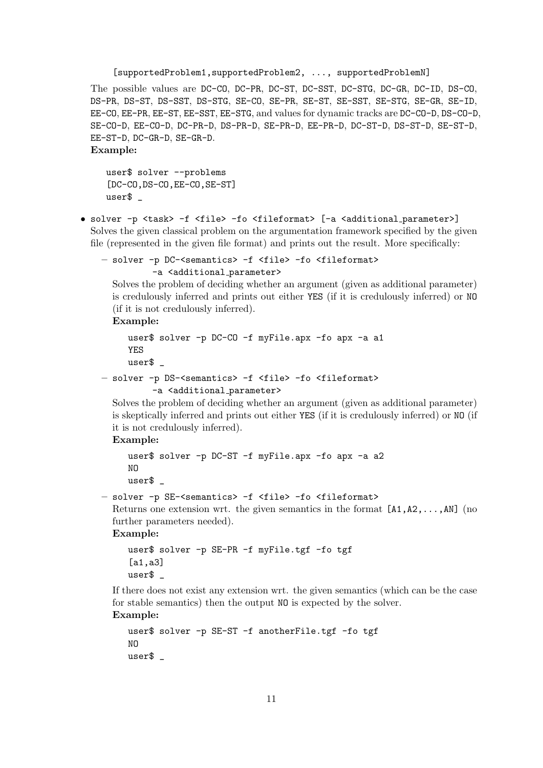```
[supportedProblem1,supportedProblem2, ..., supportedProblemN]
```

The possible values are DC-CO, DC-PR, DC-ST, DC-SST, DC-STG, DC-GR, DC-ID, DS-CO, DS-PR, DS-ST, DS-SST, DS-STG, SE-CO, SE-PR, SE-ST, SE-SST, SE-STG, SE-GR, SE-ID, EE-CO, EE-PR, EE-ST, EE-SST, EE-STG, and values for dynamic tracks are DC-CO-D, DS-CO-D, SE-CO-D, EE-CO-D, DC-PR-D, DS-PR-D, SE-PR-D, EE-PR-D, DC-ST-D, DS-ST-D, SE-ST-D, EE-ST-D, DC-GR-D, SE-GR-D.

**Example:**

```
user$ solver --problems
[DC-CO,DS-CO,EE-CO,SE-ST]
user$ _
```

- `solver -p <task> -f <file> -fo <fileformat> [-a <additional_parameter>]`
  Solves the given classical problem on the argumentation framework specified by the given file (represented in the given file format) and prints out the result. More specifically:

  – `solver -p DC-<semantics> -f <file> -fo <fileformat> -a <additional_parameter>`
  Solves the problem of deciding whether an argument (given as additional parameter) is credulously inferred and prints out either YES (if it is credulously inferred) or NO (if it is not credulously inferred).
  **Example:**

  ```
  user$ solver -p DC-CO -f myFile.apx -fo apx -a a1
  YES
  user$ _
  ```

  – `solver -p DS-<semantics> -f <file> -fo <fileformat> -a <additional_parameter>`
  Solves the problem of deciding whether an argument (given as additional parameter) is skeptically inferred and prints out either YES (if it is credulously inferred) or NO (if it is not credulously inferred).
  **Example:**

  ```
  user$ solver -p DC-ST -f myFile.apx -fo apx -a a2
  NO
  user$ _
  ```

  – `solver -p SE-<semantics> -f <file> -fo <fileformat>`
  Returns one extension wrt. the given semantics in the format [A1,A2,...,AN] (no further parameters needed).
  **Example:**

  ```
  user$ solver -p SE-PR -f myFile.tgf -fo tgf
  [a1,a3]
  user$ _
  ```

  If there does not exist any extension wrt. the given semantics (which can be the case for stable semantics) then the output NO is expected by the solver.
  **Example:**

  ```
  user$ solver -p SE-ST -f anotherFile.tgf -fo tgf
  NO
  user$ _
  ```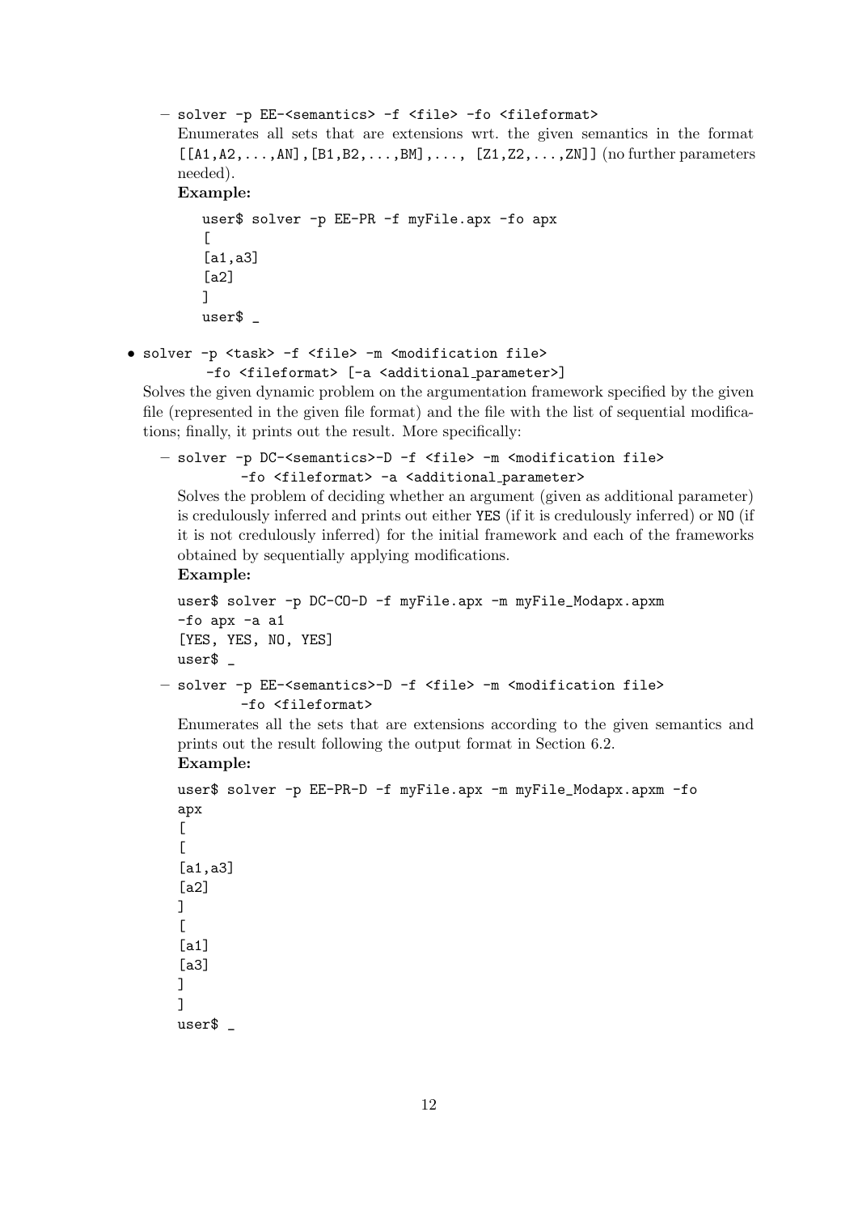- `solver -p EE-<semantics> -f <file> -fo <fileformat>`

  Enumerates all sets that are extensions wrt. the given semantics in the format `[[A1,A2,...,AN],[B1,B2,...,BM],..., [Z1,Z2,...,ZN]]` (no further parameters needed).

  **Example:**

  ```
  user$ solver -p EE-PR -f myFile.apx -fo apx
  [
  [a1,a3]
  [a2]
  ]
  user$ _
  ```

- `solver -p <task> -f <file> -m <modification file> -fo <fileformat> [-a <additional_parameter>]`

  Solves the given dynamic problem on the argumentation framework specified by the given file (represented in the given file format) and the file with the list of sequential modifications; finally, it prints out the result. More specifically:

  - `solver -p DC-<semantics>-D -f <file> -m <modification file> -fo <fileformat> -a <additional_parameter>`

    Solves the problem of deciding whether an argument (given as additional parameter) is credulously inferred and prints out either `YES` (if it is credulously inferred) or `NO` (if it is not credulously inferred) for the initial framework and each of the frameworks obtained by sequentially applying modifications.

    **Example:**

    ```
    user$ solver -p DC-CO-D -f myFile.apx -m myFile_Modapx.apxm
    -fo apx -a a1
    [YES, YES, NO, YES]
    user$ _
    ```

  - `solver -p EE-<semantics>-D -f <file> -m <modification file> -fo <fileformat>`

    Enumerates all the sets that are extensions according to the given semantics and prints out the result following the output format in Section 6.2.

    **Example:**

    ```
    user$ solver -p EE-PR-D -f myFile.apx -m myFile_Modapx.apxm -fo
    apx
    [
    [
    [a1,a3]
    [a2]
    ]
    [
    [a1]
    [a3]
    ]
    ]
    user$ _
    ```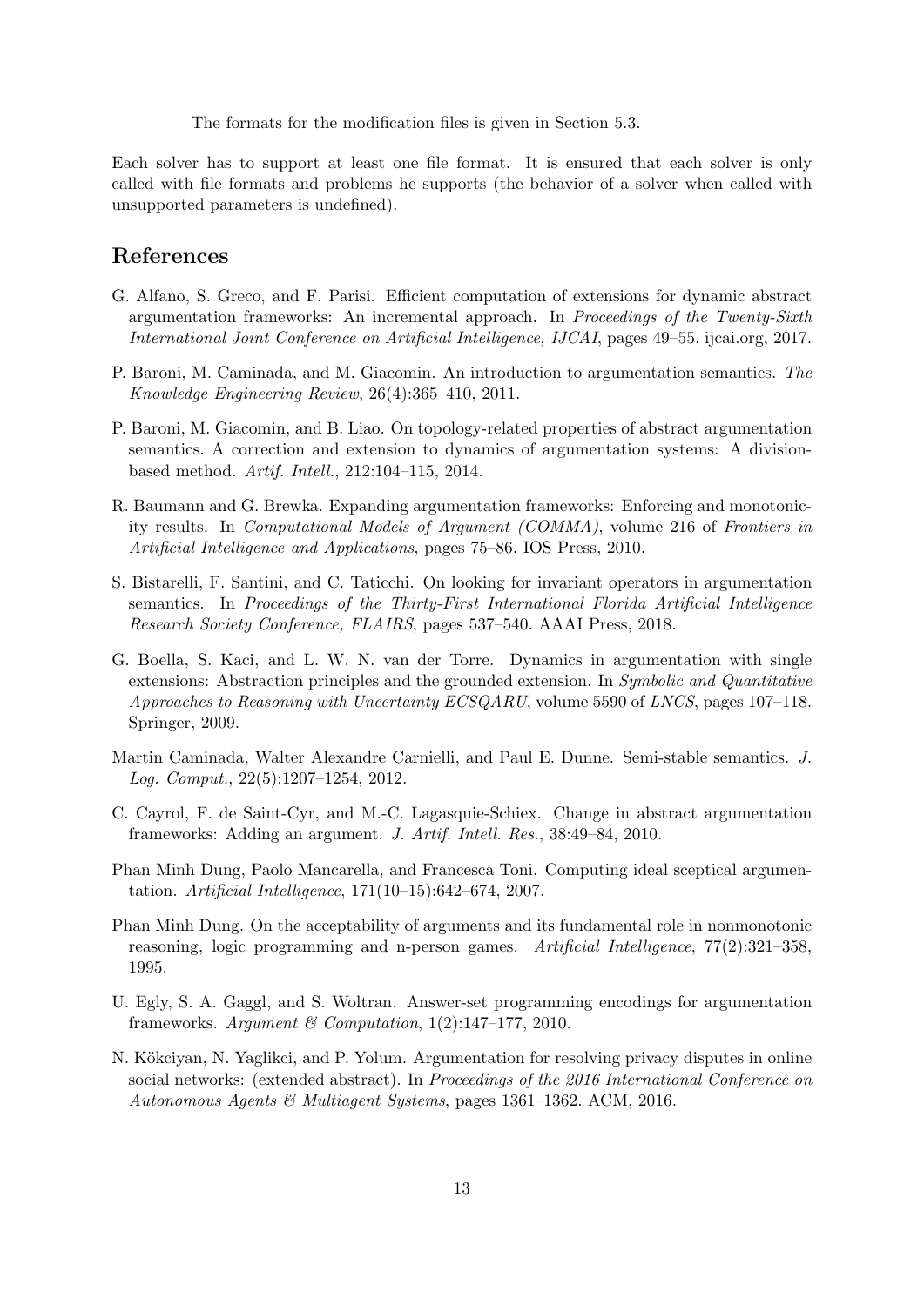The formats for the modification files is given in Section 5.3.

Each solver has to support at least one file format. It is ensured that each solver is only called with file formats and problems he supports (the behavior of a solver when called with unsupported parameters is undefined).

## References

G. Alfano, S. Greco, and F. Parisi. Efficient computation of extensions for dynamic abstract argumentation frameworks: An incremental approach. In *Proceedings of the Twenty-Sixth International Joint Conference on Artificial Intelligence, IJCAI*, pages 49–55. ijcai.org, 2017.

P. Baroni, M. Caminada, and M. Giacomin. An introduction to argumentation semantics. *The Knowledge Engineering Review*, 26(4):365–410, 2011.

P. Baroni, M. Giacomin, and B. Liao. On topology-related properties of abstract argumentation semantics. A correction and extension to dynamics of argumentation systems: A division-based method. *Artif. Intell.*, 212:104–115, 2014.

R. Baumann and G. Brewka. Expanding argumentation frameworks: Enforcing and monotonicity results. In *Computational Models of Argument (COMMA)*, volume 216 of *Frontiers in Artificial Intelligence and Applications*, pages 75–86. IOS Press, 2010.

S. Bistarelli, F. Santini, and C. Taticchi. On looking for invariant operators in argumentation semantics. In *Proceedings of the Thirty-First International Florida Artificial Intelligence Research Society Conference, FLAIRS*, pages 537–540. AAAI Press, 2018.

G. Boella, S. Kaci, and L. W. N. van der Torre. Dynamics in argumentation with single extensions: Abstraction principles and the grounded extension. In *Symbolic and Quantitative Approaches to Reasoning with Uncertainty ECSQARU*, volume 5590 of *LNCS*, pages 107–118. Springer, 2009.

Martin Caminada, Walter Alexandre Carnielli, and Paul E. Dunne. Semi-stable semantics. *J. Log. Comput.*, 22(5):1207–1254, 2012.

C. Cayrol, F. de Saint-Cyr, and M.-C. Lagasquie-Schiex. Change in abstract argumentation frameworks: Adding an argument. *J. Artif. Intell. Res.*, 38:49–84, 2010.

Phan Minh Dung, Paolo Mancarella, and Francesca Toni. Computing ideal sceptical argumentation. *Artificial Intelligence*, 171(10–15):642–674, 2007.

Phan Minh Dung. On the acceptability of arguments and its fundamental role in nonmonotonic reasoning, logic programming and n-person games. *Artificial Intelligence*, 77(2):321–358, 1995.

U. Egly, S. A. Gaggl, and S. Woltran. Answer-set programming encodings for argumentation frameworks. *Argument & Computation*, 1(2):147–177, 2010.

N. Kökciyan, N. Yaglikci, and P. Yolum. Argumentation for resolving privacy disputes in online social networks: (extended abstract). In *Proceedings of the 2016 International Conference on Autonomous Agents & Multiagent Systems*, pages 1361–1362. ACM, 2016.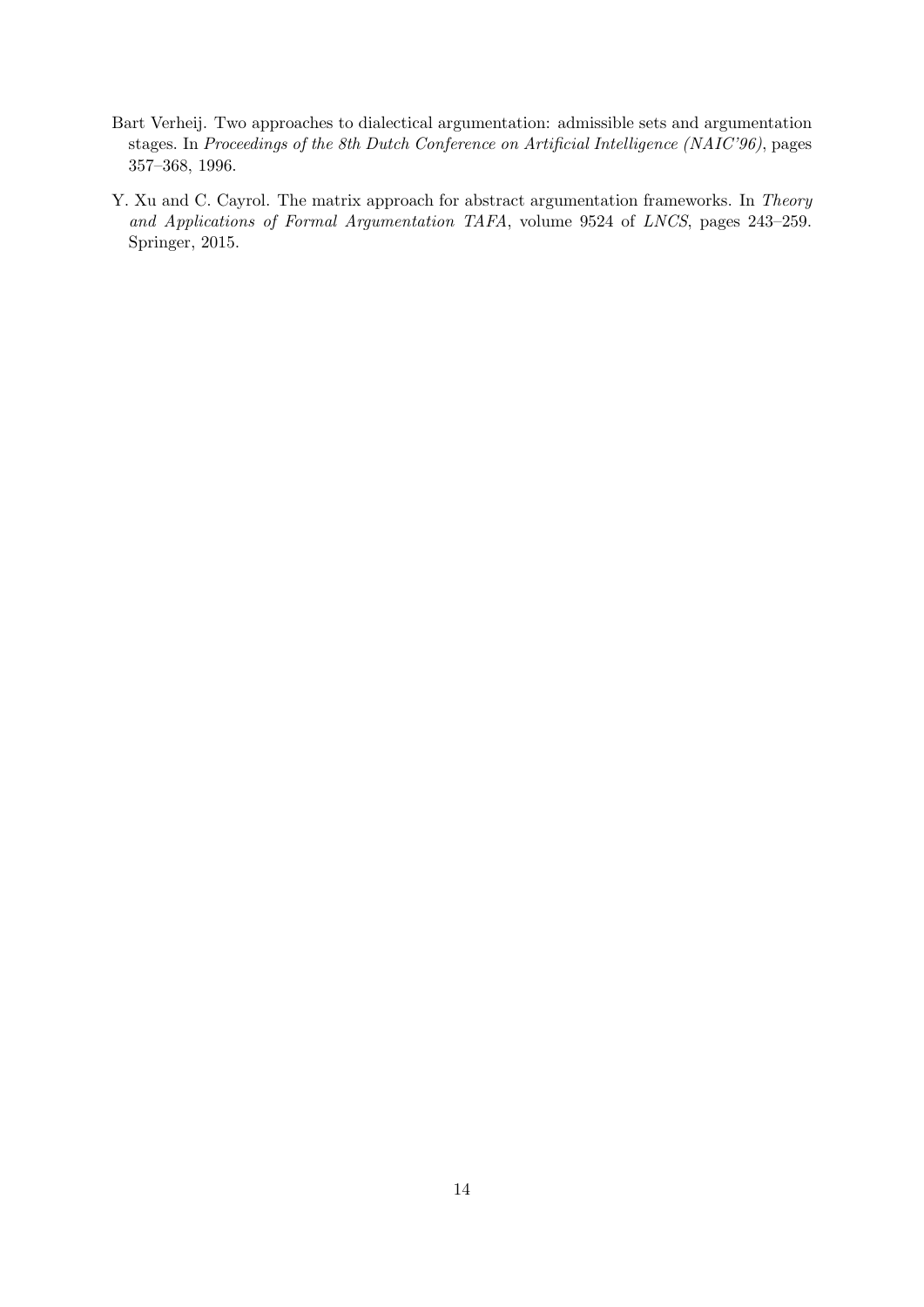Bart Verheij. Two approaches to dialectical argumentation: admissible sets and argumentation stages. In *Proceedings of the 8th Dutch Conference on Artificial Intelligence (NAIC'96)*, pages 357–368, 1996.

Y. Xu and C. Cayrol. The matrix approach for abstract argumentation frameworks. In *Theory and Applications of Formal Argumentation TAFA*, volume 9524 of *LNCS*, pages 243–259. Springer, 2015.